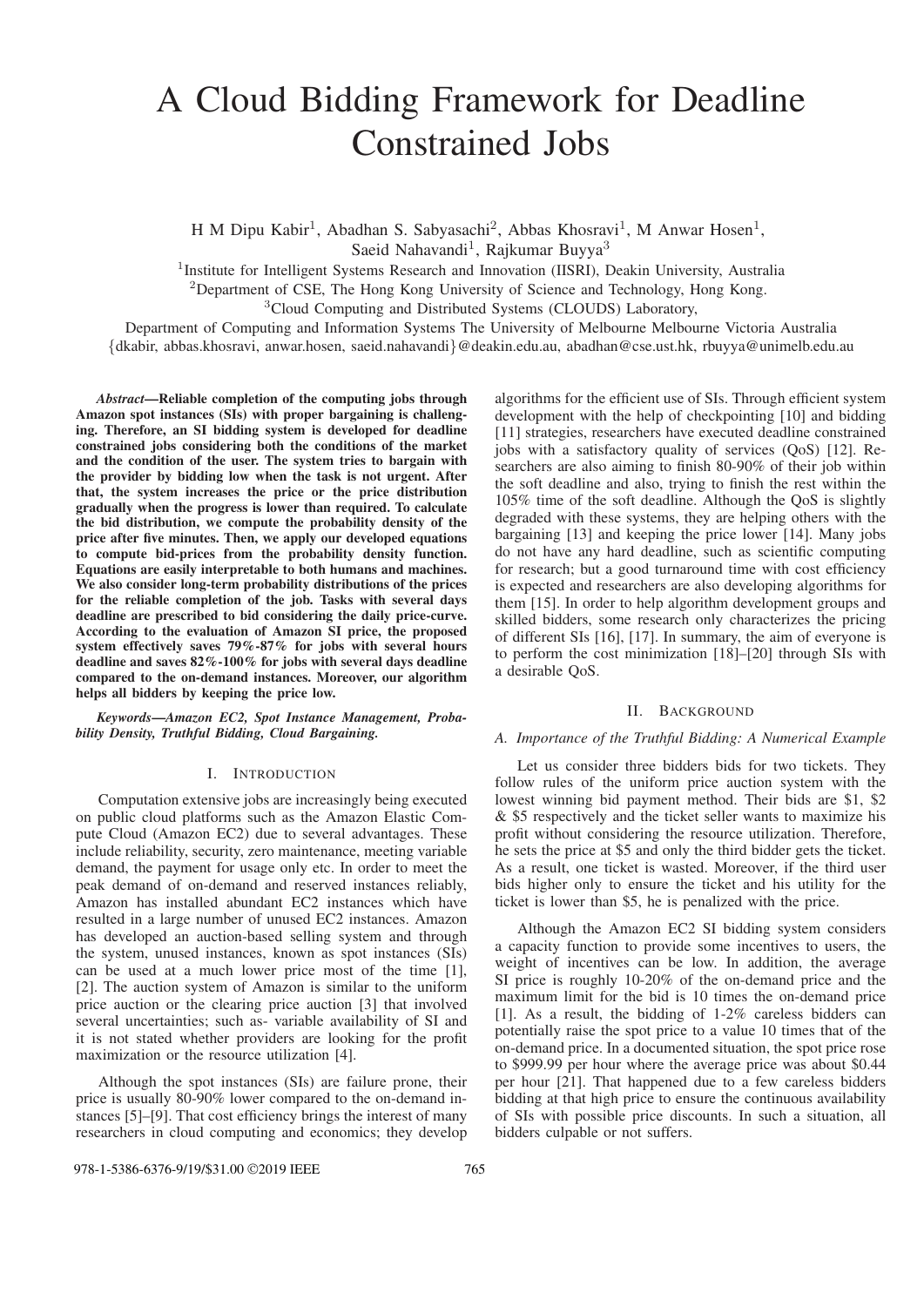# A Cloud Bidding Framework for Deadline Constrained Jobs

H M Dipu Kabir[1], Abadhan S. Sabyasachi[2], Abbas Khosravi[1], M Anwar Hosen[1], Saeid Nahavandi[1], Rajkumar Buyya[3]

[1]Institute for Intelligent Systems Research and Innovation (IISRI), Deakin University, Australia

[2]Department of CSE, The Hong Kong University of Science and Technology, Hong Kong.

[3]Cloud Computing and Distributed Systems (CLOUDS) Laboratory,

Department of Computing and Information Systems The University of Melbourne Melbourne Victoria Australia

{dkabir, abbas.khosravi, anwar.hosen, saeid.nahavandi}@deakin.edu.au, abadhan@cse.ust.hk, rbuyya@unimelb.edu.au

***Abstract*—Reliable completion of the computing jobs through Amazon spot instances (SIs) with proper bargaining is challenging. Therefore, an SI bidding system is developed for deadline constrained jobs considering both the conditions of the market and the condition of the user. The system tries to bargain with the provider by bidding low when the task is not urgent. After that, the system increases the price or the price distribution gradually when the progress is lower than required. To calculate the bid distribution, we compute the probability density of the price after five minutes. Then, we apply our developed equations to compute bid-prices from the probability density function. Equations are easily interpretable to both humans and machines. We also consider long-term probability distributions of the prices for the reliable completion of the job. Tasks with several days deadline are prescribed to bid considering the daily price-curve. According to the evaluation of Amazon SI price, the proposed system effectively saves 79%-87% for jobs with several hours deadline and saves 82%-100% for jobs with several days deadline compared to the on-demand instances. Moreover, our algorithm helps all bidders by keeping the price low.**

***Keywords*—Amazon EC2, Spot Instance Management, Probability Density, Truthful Bidding, Cloud Bargaining.**

## I. Introduction

Computation extensive jobs are increasingly being executed on public cloud platforms such as the Amazon Elastic Compute Cloud (Amazon EC2) due to several advantages. These include reliability, security, zero maintenance, meeting variable demand, the payment for usage only etc. In order to meet the peak demand of on-demand and reserved instances reliably, Amazon has installed abundant EC2 instances which have resulted in a large number of unused EC2 instances. Amazon has developed an auction-based selling system and through the system, unused instances, known as spot instances (SIs) can be used at a much lower price most of the time [1], [2]. The auction system of Amazon is similar to the uniform price auction or the clearing price auction [3] that involved several uncertainties; such as- variable availability of SI and it is not stated whether providers are looking for the profit maximization or the resource utilization [4].

Although the spot instances (SIs) are failure prone, their price is usually 80-90% lower compared to the on-demand instances [5]–[9]. That cost efficiency brings the interest of many researchers in cloud computing and economics; they develop algorithms for the efficient use of SIs. Through efficient system development with the help of checkpointing [10] and bidding [11] strategies, researchers have executed deadline constrained jobs with a satisfactory quality of services (QoS) [12]. Researchers are also aiming to finish 80-90% of their job within the soft deadline and also, trying to finish the rest within the 105% time of the soft deadline. Although the QoS is slightly degraded with these systems, they are helping others with the bargaining [13] and keeping the price lower [14]. Many jobs do not have any hard deadline, such as scientific computing for research; but a good turnaround time with cost efficiency is expected and researchers are also developing algorithms for them [15]. In order to help algorithm development groups and skilled bidders, some research only characterizes the pricing of different SIs [16], [17]. In summary, the aim of everyone is to perform the cost minimization [18]–[20] through SIs with a desirable QoS.

## II. Background

### *A. Importance of the Truthful Bidding: A Numerical Example*

Let us consider three bidders bids for two tickets. They follow rules of the uniform price auction system with the lowest winning bid payment method. Their bids are \$1, \$2 & \$5 respectively and the ticket seller wants to maximize his profit without considering the resource utilization. Therefore, he sets the price at \$5 and only the third bidder gets the ticket. As a result, one ticket is wasted. Moreover, if the third user bids higher only to ensure the ticket and his utility for the ticket is lower than \$5, he is penalized with the price.

Although the Amazon EC2 SI bidding system considers a capacity function to provide some incentives to users, the weight of incentives can be low. In addition, the average SI price is roughly 10-20% of the on-demand price and the maximum limit for the bid is 10 times the on-demand price [1]. As a result, the bidding of 1-2% careless bidders can potentially raise the spot price to a value 10 times that of the on-demand price. In a documented situation, the spot price rose to \$999.99 per hour where the average price was about \$0.44 per hour [21]. That happened due to a few careless bidders bidding at that high price to ensure the continuous availability of SIs with possible price discounts. In such a situation, all bidders culpable or not suffers.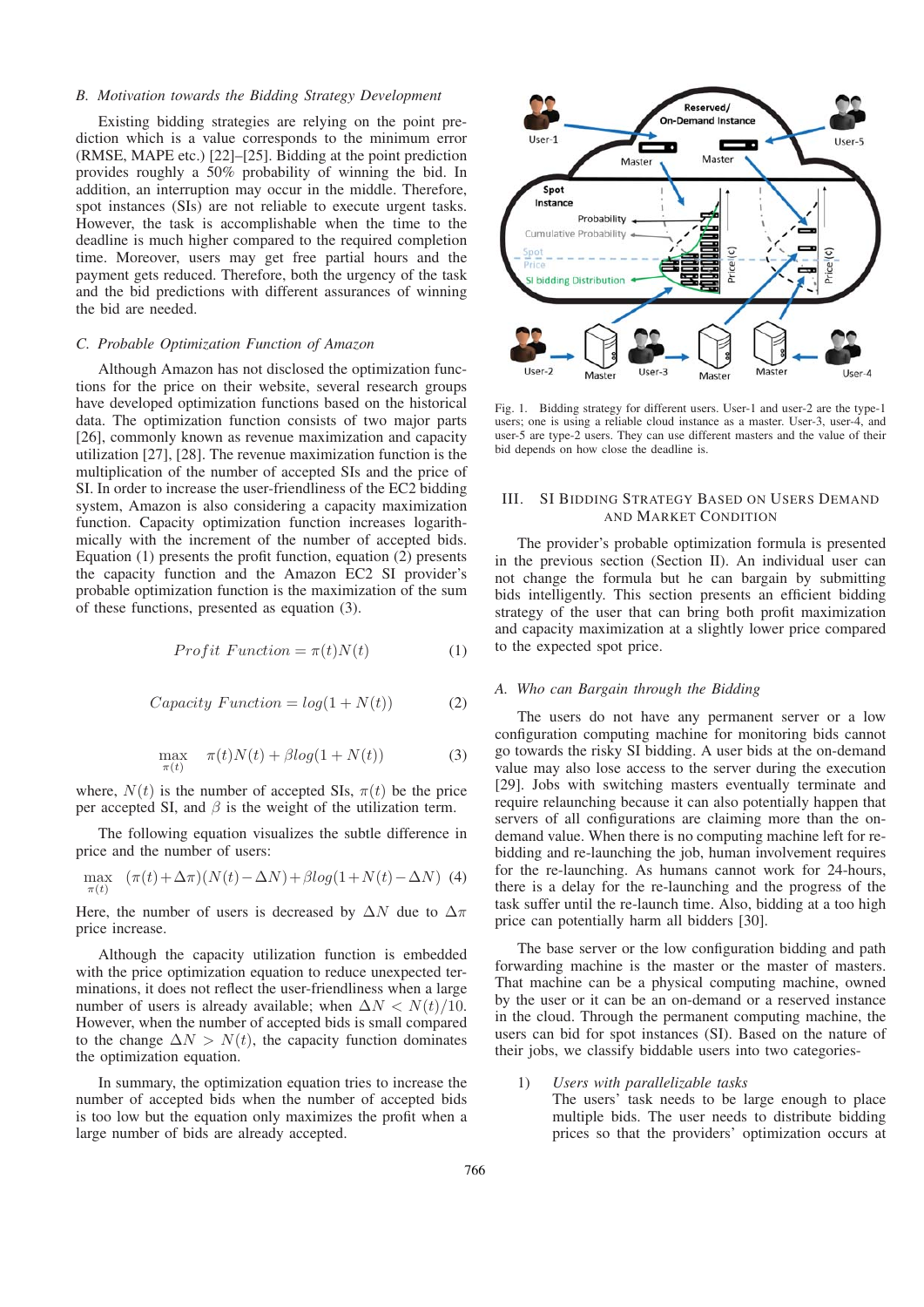### B. Motivation towards the Bidding Strategy Development

Existing bidding strategies are relying on the point prediction which is a value corresponds to the minimum error (RMSE, MAPE etc.) [22]–[25]. Bidding at the point prediction provides roughly a 50% probability of winning the bid. In addition, an interruption may occur in the middle. Therefore, spot instances (SIs) are not reliable to execute urgent tasks. However, the task is accomplishable when the time to the deadline is much higher compared to the required completion time. Moreover, users may get free partial hours and the payment gets reduced. Therefore, both the urgency of the task and the bid predictions with different assurances of winning the bid are needed.

### C. Probable Optimization Function of Amazon

Although Amazon has not disclosed the optimization functions for the price on their website, several research groups have developed optimization functions based on the historical data. The optimization function consists of two major parts [26], commonly known as revenue maximization and capacity utilization [27], [28]. The revenue maximization function is the multiplication of the number of accepted SIs and the price of SI. In order to increase the user-friendliness of the EC2 bidding system, Amazon is also considering a capacity maximization function. Capacity optimization function increases logarithmically with the increment of the number of accepted bids. Equation (1) presents the profit function, equation (2) presents the capacity function and the Amazon EC2 SI provider's probable optimization function is the maximization of the sum of these functions, presented as equation (3).

$$Profit\ Function = \pi(t)N(t) \tag{1}$$

$$Capacity\ Function = log(1 + N(t)) \tag{2}$$

$$\max_{\pi(t)} \quad \pi(t)N(t) + \beta log(1 + N(t)) \tag{3}$$

where, $N(t)$ is the number of accepted SIs, $\pi(t)$ be the price per accepted SI, and $\beta$ is the weight of the utilization term.

The following equation visualizes the subtle difference in price and the number of users:

$$\max_{\pi(t)} \quad (\pi(t)+\Delta\pi)(N(t)-\Delta N)+\beta log(1+N(t)-\Delta N) \tag{4}$$

Here, the number of users is decreased by $\Delta N$ due to $\Delta\pi$ price increase.

Although the capacity utilization function is embedded with the price optimization equation to reduce unexpected terminations, it does not reflect the user-friendliness when a large number of users is already available; when $\Delta N < N(t)/10$. However, when the number of accepted bids is small compared to the change $\Delta N > N(t)$, the capacity function dominates the optimization equation.

In summary, the optimization equation tries to increase the number of accepted bids when the number of accepted bids is too low but the equation only maximizes the profit when a large number of bids are already accepted.

Fig. 1. Bidding strategy for different users. User-1 and user-2 are the type-1 users; one is using a reliable cloud instance as a master. User-3, user-4, and user-5 are type-2 users. They can use different masters and the value of their bid depends on how close the deadline is.

## III. SI Bidding Strategy Based on Users Demand and Market Condition

The provider's probable optimization formula is presented in the previous section (Section II). An individual user can not change the formula but he can bargain by submitting bids intelligently. This section presents an efficient bidding strategy of the user that can bring both profit maximization and capacity maximization at a slightly lower price compared to the expected spot price.

### A. Who can Bargain through the Bidding

The users do not have any permanent server or a low configuration computing machine for monitoring bids cannot go towards the risky SI bidding. A user bids at the on-demand value may also lose access to the server during the execution [29]. Jobs with switching masters eventually terminate and require relaunching because it can also potentially happen that servers of all configurations are claiming more than the on-demand value. When there is no computing machine left for re-bidding and re-launching the job, human involvement requires for the re-launching. As humans cannot work for 24-hours, there is a delay for the re-launching and the progress of the task suffer until the re-launch time. Also, bidding at a too high price can potentially harm all bidders [30].

The base server or the low configuration bidding and path forwarding machine is the master or the master of masters. That machine can be a physical computing machine, owned by the user or it can be an on-demand or a reserved instance in the cloud. Through the permanent computing machine, the users can bid for spot instances (SI). Based on the nature of their jobs, we classify biddable users into two categories-

1) *Users with parallelizable tasks*
The users' task needs to be large enough to place multiple bids. The user needs to distribute bidding prices so that the providers' optimization occurs at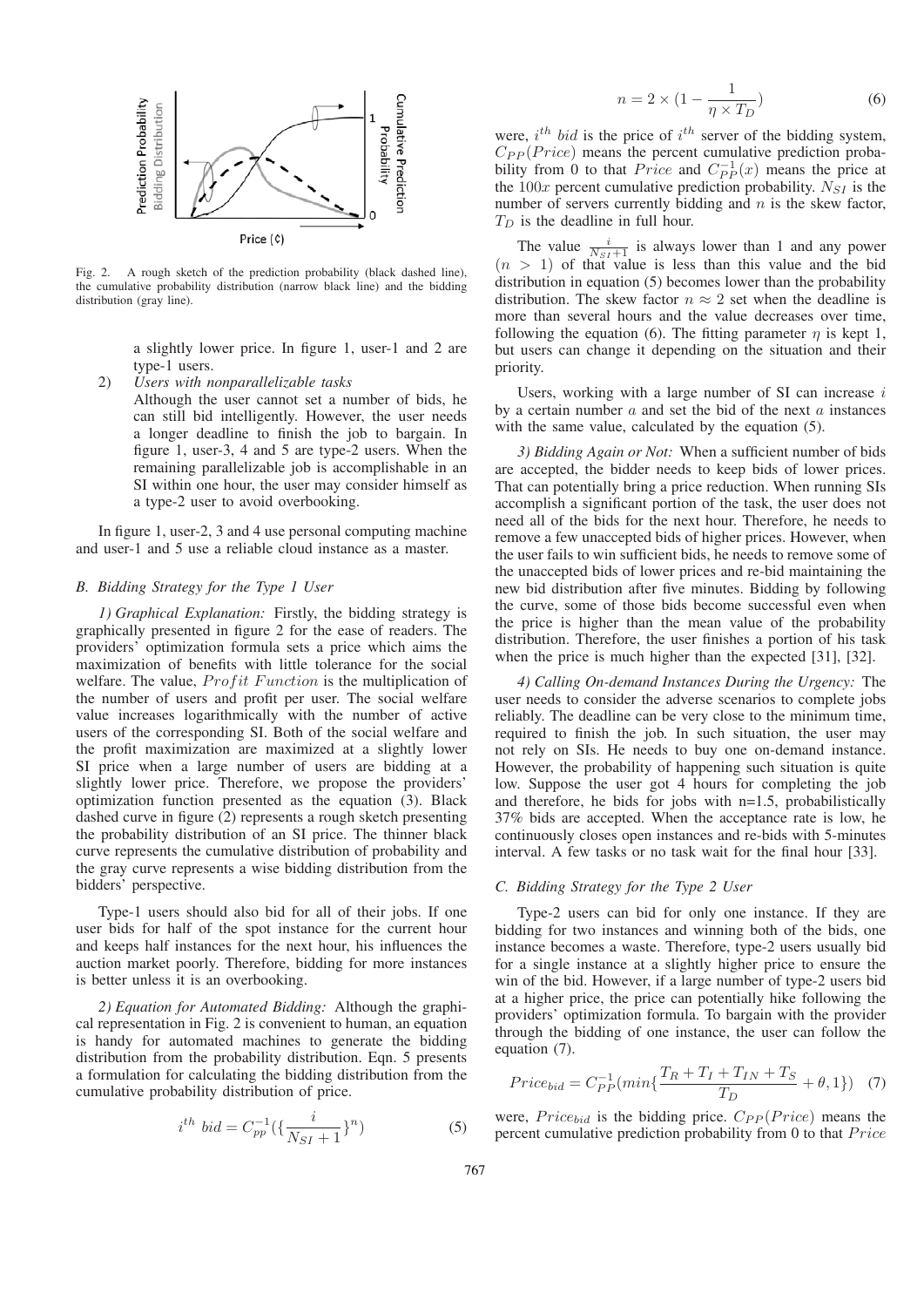Fig. 2. A rough sketch of the prediction probability (black dashed line), the cumulative probability distribution (narrow black line) and the bidding distribution (gray line).

a slightly lower price. In figure 1, user-1 and 2 are type-1 users.

2) *Users with nonparallelizable tasks*
Although the user cannot set a number of bids, he can still bid intelligently. However, the user needs a longer deadline to finish the job to bargain. In figure 1, user-3, 4 and 5 are type-2 users. When the remaining parallelizable job is accomplishable in an SI within one hour, the user may consider himself as a type-2 user to avoid overbooking.

In figure 1, user-2, 3 and 4 use personal computing machine and user-1 and 5 use a reliable cloud instance as a master.

### *B. Bidding Strategy for the Type 1 User*

*1) Graphical Explanation:* Firstly, the bidding strategy is graphically presented in figure 2 for the ease of readers. The providers' optimization formula sets a price which aims the maximization of benefits with little tolerance for the social welfare. The value, $Profit\ Function$ is the multiplication of the number of users and profit per user. The social welfare value increases logarithmically with the number of active users of the corresponding SI. Both of the social welfare and the profit maximization are maximized at a slightly lower SI price when a large number of users are bidding at a slightly lower price. Therefore, we propose the providers' optimization function presented as the equation (3). Black dashed curve in figure (2) represents a rough sketch presenting the probability distribution of an SI price. The thinner black curve represents the cumulative distribution of probability and the gray curve represents a wise bidding distribution from the bidders' perspective.

Type-1 users should also bid for all of their jobs. If one user bids for half of the spot instance for the current hour and keeps half instances for the next hour, his influences the auction market poorly. Therefore, bidding for more instances is better unless it is an overbooking.

*2) Equation for Automated Bidding:* Although the graphical representation in Fig. 2 is convenient to human, an equation is handy for automated machines to generate the bidding distribution from the probability distribution. Eqn. 5 presents a formulation for calculating the bidding distribution from the cumulative probability distribution of price.

$$i^{th}\ bid = C_{pp}^{-1}(\{\frac{i}{N_{SI}+1}\}^n) \tag{5}$$

$$n = 2 \times (1 - \frac{1}{\eta \times T_D}) \tag{6}$$

were, $i^{th}\ bid$ is the price of $i^{th}$ server of the bidding system, $C_{PP}(Price)$ means the percent cumulative prediction probability from 0 to that $Price$ and $C_{PP}^{-1}(x)$ means the price at the $100x$ percent cumulative prediction probability. $N_{SI}$ is the number of servers currently bidding and $n$ is the skew factor, $T_D$ is the deadline in full hour.

The value $\frac{i}{N_{SI}+1}$ is always lower than 1 and any power $(n > 1)$ of that value is less than this value and the bid distribution in equation (5) becomes lower than the probability distribution. The skew factor $n \approx 2$ set when the deadline is more than several hours and the value decreases over time, following the equation (6). The fitting parameter $\eta$ is kept 1, but users can change it depending on the situation and their priority.

Users, working with a large number of SI can increase $i$ by a certain number $a$ and set the bid of the next $a$ instances with the same value, calculated by the equation (5).

*3) Bidding Again or Not:* When a sufficient number of bids are accepted, the bidder needs to keep bids of lower prices. That can potentially bring a price reduction. When running SIs accomplish a significant portion of the task, the user does not need all of the bids for the next hour. Therefore, he needs to remove a few unaccepted bids of higher prices. However, when the user fails to win sufficient bids, he needs to remove some of the unaccepted bids of lower prices and re-bid maintaining the new bid distribution after five minutes. Bidding by following the curve, some of those bids become successful even when the price is higher than the mean value of the probability distribution. Therefore, the user finishes a portion of his task when the price is much higher than the expected [31], [32].

*4) Calling On-demand Instances During the Urgency:* The user needs to consider the adverse scenarios to complete jobs reliably. The deadline can be very close to the minimum time, required to finish the job. In such situation, the user may not rely on SIs. He needs to buy one on-demand instance. However, the probability of happening such situation is quite low. Suppose the user got 4 hours for completing the job and therefore, he bids for jobs with n=1.5, probabilistically 37% bids are accepted. When the acceptance rate is low, he continuously closes open instances and re-bids with 5-minutes interval. A few tasks or no task wait for the final hour [33].

### *C. Bidding Strategy for the Type 2 User*

Type-2 users can bid for only one instance. If they are bidding for two instances and winning both of the bids, one instance becomes a waste. Therefore, type-2 users usually bid for a single instance at a slightly higher price to ensure the win of the bid. However, if a large number of type-2 users bid at a higher price, the price can potentially hike following the providers' optimization formula. To bargain with the provider through the bidding of one instance, the user can follow the equation (7).

$$Price_{bid} = C_{PP}^{-1}(min\{\frac{T_R + T_I + T_{IN} + T_S}{T_D} + \theta, 1\}) \tag{7}$$

were, $Price_{bid}$ is the bidding price. $C_{PP}(Price)$ means the percent cumulative prediction probability from 0 to that $Price$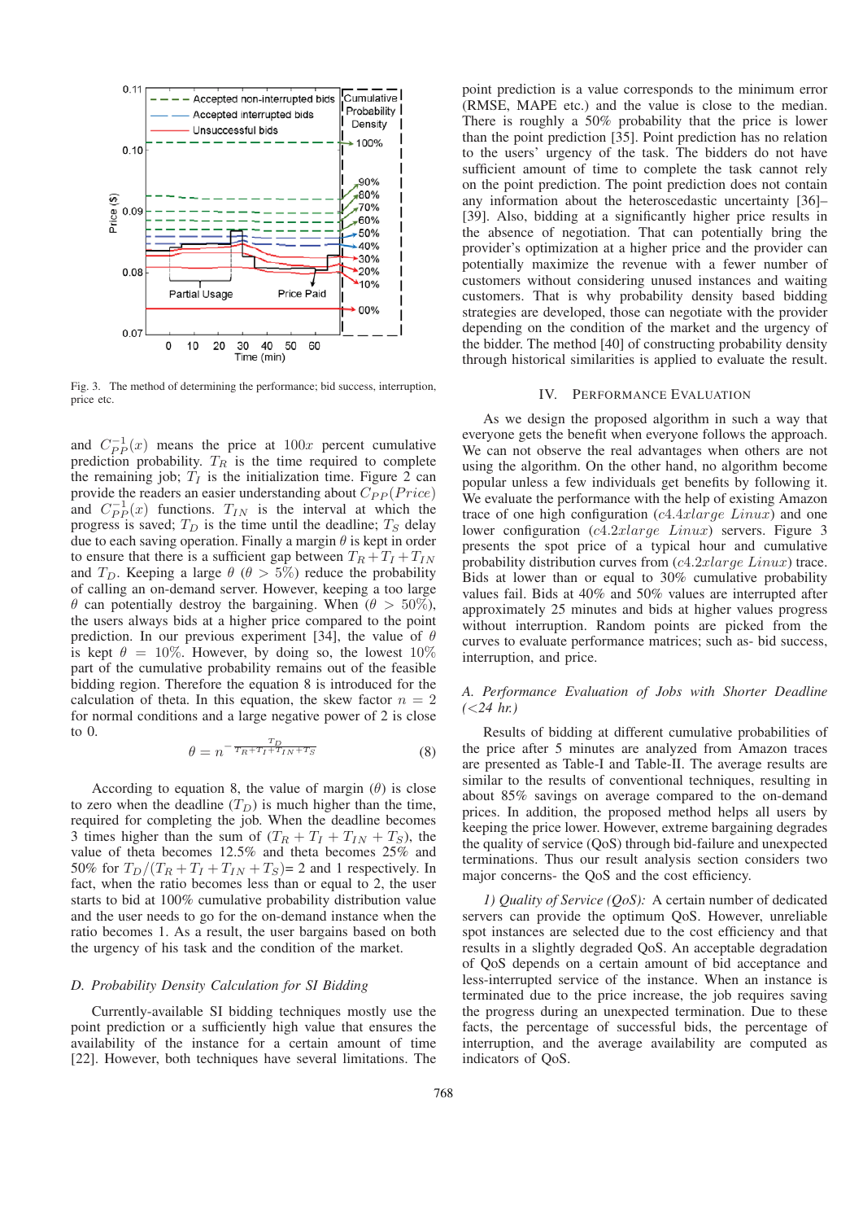Fig. 3. The method of determining the performance; bid success, interruption, price etc.

and $C_{PP}^{-1}(x)$ means the price at $100x$ percent cumulative prediction probability. $T_R$ is the time required to complete the remaining job; $T_I$ is the initialization time. Figure 2 can provide the readers an easier understanding about $C_{PP}(Price)$ and $C_{PP}^{-1}(x)$ functions. $T_{IN}$ is the interval at which the progress is saved; $T_D$ is the time until the deadline; $T_S$ delay due to each saving operation. Finally a margin $\theta$ is kept in order to ensure that there is a sufficient gap between $T_R + T_I + T_{IN}$ and $T_D$. Keeping a large $\theta$ ($\theta > 5\%$) reduce the probability of calling an on-demand server. However, keeping a too large $\theta$ can potentially destroy the bargaining. When ($\theta > 50\%$), the users always bids at a higher price compared to the point prediction. In our previous experiment [34], the value of $\theta$ is kept $\theta = 10\%$. However, by doing so, the lowest 10% part of the cumulative probability remains out of the feasible bidding region. Therefore the equation 8 is introduced for the calculation of theta. In this equation, the skew factor $n = 2$ for normal conditions and a large negative power of 2 is close to 0.

$$\theta = n^{-\frac{T_D}{T_R + T_I + T_{IN} + T_S}} \tag{8}$$

According to equation 8, the value of margin ($\theta$) is close to zero when the deadline ($T_D$) is much higher than the time, required for completing the job. When the deadline becomes 3 times higher than the sum of ($T_R + T_I + T_{IN} + T_S$), the value of theta becomes 12.5% and theta becomes 25% and 50% for $T_D/(T_R + T_I + T_{IN} + T_S)$= 2 and 1 respectively. In fact, when the ratio becomes less than or equal to 2, the user starts to bid at 100% cumulative probability distribution value and the user needs to go for the on-demand instance when the ratio becomes 1. As a result, the user bargains based on both the urgency of his task and the condition of the market.

### *D. Probability Density Calculation for SI Bidding*

Currently-available SI bidding techniques mostly use the point prediction or a sufficiently high value that ensures the availability of the instance for a certain amount of time [22]. However, both techniques have several limitations. The point prediction is a value corresponds to the minimum error (RMSE, MAPE etc.) and the value is close to the median. There is roughly a 50% probability that the price is lower than the point prediction [35]. Point prediction has no relation to the users' urgency of the task. The bidders do not have sufficient amount of time to complete the task cannot rely on the point prediction. The point prediction does not contain any information about the heteroscedastic uncertainty [36]–[39]. Also, bidding at a significantly higher price results in the absence of negotiation. That can potentially bring the provider's optimization at a higher price and the provider can potentially maximize the revenue with a fewer number of customers without considering unused instances and waiting customers. That is why probability density based bidding strategies are developed, those can negotiate with the provider depending on the condition of the market and the urgency of the bidder. The method [40] of constructing probability density through historical similarities is applied to evaluate the result.

## IV. Performance Evaluation

As we design the proposed algorithm in such a way that everyone gets the benefit when everyone follows the approach. We can not observe the real advantages when others are not using the algorithm. On the other hand, no algorithm become popular unless a few individuals get benefits by following it. We evaluate the performance with the help of existing Amazon trace of one high configuration ($c4.4xlarge\ Linux$) and one lower configuration ($c4.2xlarge\ Linux$) servers. Figure 3 presents the spot price of a typical hour and cumulative probability distribution curves from ($c4.2xlarge\ Linux$) trace. Bids at lower than or equal to 30% cumulative probability values fail. Bids at 40% and 50% values are interrupted after approximately 25 minutes and bids at higher values progress without interruption. Random points are picked from the curves to evaluate performance matrices; such as- bid success, interruption, and price.

### *A. Performance Evaluation of Jobs with Shorter Deadline (<24 hr.)*

Results of bidding at different cumulative probabilities of the price after 5 minutes are analyzed from Amazon traces are presented as Table-I and Table-II. The average results are similar to the results of conventional techniques, resulting in about 85% savings on average compared to the on-demand prices. In addition, the proposed method helps all users by keeping the price lower. However, extreme bargaining degrades the quality of service (QoS) through bid-failure and unexpected terminations. Thus our result analysis section considers two major concerns- the QoS and the cost efficiency.

*1) Quality of Service (QoS):* A certain number of dedicated servers can provide the optimum QoS. However, unreliable spot instances are selected due to the cost efficiency and that results in a slightly degraded QoS. An acceptable degradation of QoS depends on a certain amount of bid acceptance and less-interrupted service of the instance. When an instance is terminated due to the price increase, the job requires saving the progress during an unexpected termination. Due to these facts, the percentage of successful bids, the percentage of interruption, and the average availability are computed as indicators of QoS.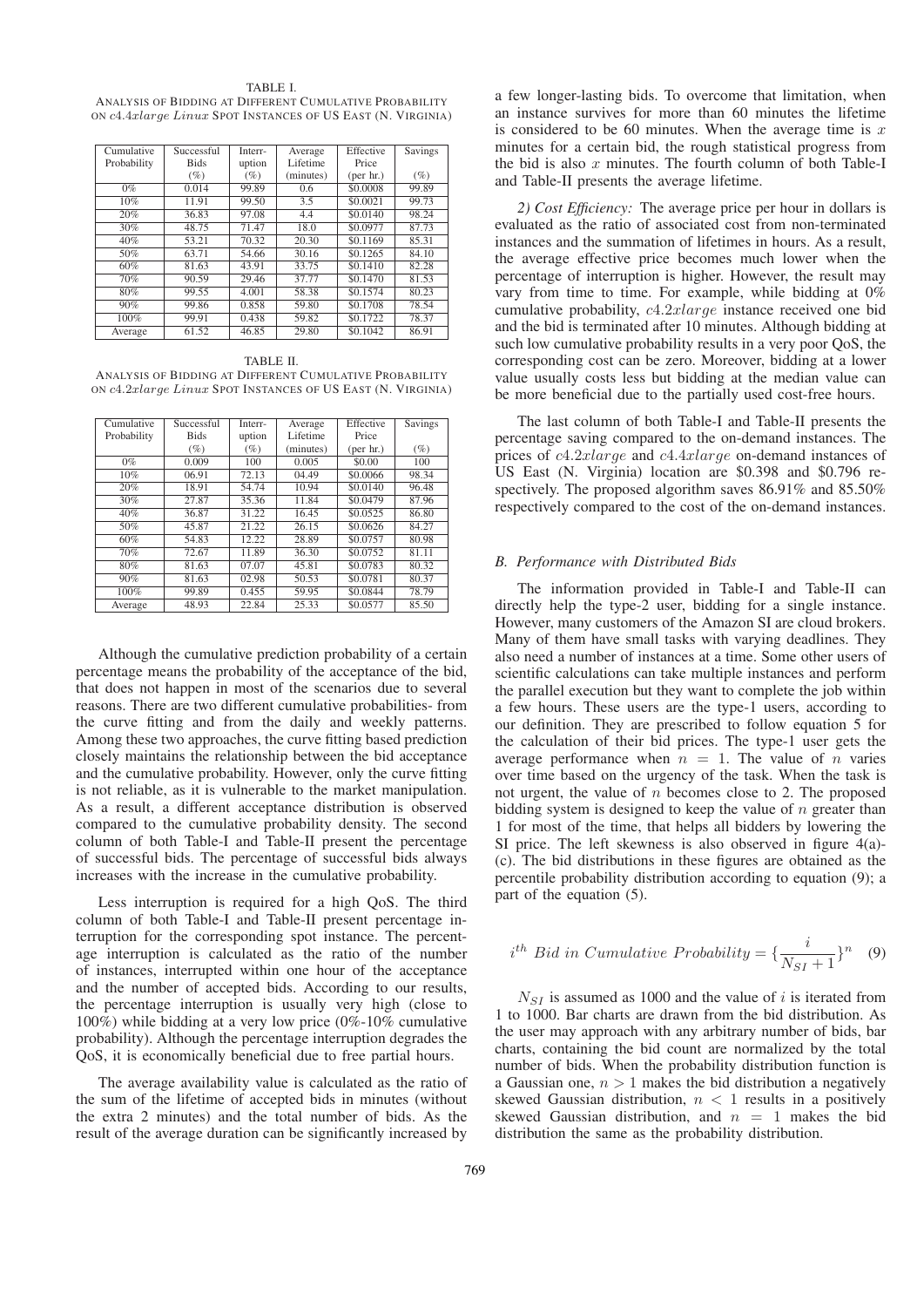TABLE I.
ANALYSIS OF BIDDING AT DIFFERENT CUMULATIVE PROBABILITY ON $c4.4xlarge$ $Linux$ SPOT INSTANCES OF US EAST (N. VIRGINIA)

| Cumulative Probability | Successful Bids (%) | Interruption (%) | Average Lifetime (minutes) | Effective Price (per hr.) | Savings (%) |
|---|---|---|---|---|---|
| 0% | 0.014 | 99.89 | 0.6 | \$0.0008 | 99.89 |
| 10% | 11.91 | 99.50 | 3.5 | \$0.0021 | 99.73 |
| 20% | 36.83 | 97.08 | 4.4 | \$0.0140 | 98.24 |
| 30% | 48.75 | 71.47 | 18.0 | \$0.0977 | 87.73 |
| 40% | 53.21 | 70.32 | 20.30 | \$0.1169 | 85.31 |
| 50% | 63.71 | 54.66 | 30.16 | \$0.1265 | 84.10 |
| 60% | 81.63 | 43.91 | 33.75 | \$0.1410 | 82.28 |
| 70% | 90.59 | 29.46 | 37.77 | \$0.1470 | 81.53 |
| 80% | 99.55 | 4.001 | 58.38 | \$0.1574 | 80.23 |
| 90% | 99.86 | 0.858 | 59.80 | \$0.1708 | 78.54 |
| 100% | 99.91 | 0.438 | 59.82 | \$0.1722 | 78.37 |
| Average | 61.52 | 46.85 | 29.80 | \$0.1042 | 86.91 |

TABLE II.
ANALYSIS OF BIDDING AT DIFFERENT CUMULATIVE PROBABILITY ON $c4.2xlarge$ $Linux$ SPOT INSTANCES OF US EAST (N. VIRGINIA)

| Cumulative Probability | Successful Bids (%) | Interruption (%) | Average Lifetime (minutes) | Effective Price (per hr.) | Savings (%) |
|---|---|---|---|---|---|
| 0% | 0.009 | 100 | 0.005 | \$0.00 | 100 |
| 10% | 06.91 | 72.13 | 04.49 | \$0.0066 | 98.34 |
| 20% | 18.91 | 54.74 | 10.94 | \$0.0140 | 96.48 |
| 30% | 27.87 | 35.36 | 11.84 | \$0.0479 | 87.96 |
| 40% | 36.87 | 31.22 | 16.45 | \$0.0525 | 86.80 |
| 50% | 45.87 | 21.22 | 26.15 | \$0.0626 | 84.27 |
| 60% | 54.83 | 12.22 | 28.89 | \$0.0757 | 80.98 |
| 70% | 72.67 | 11.89 | 36.30 | \$0.0752 | 81.11 |
| 80% | 81.63 | 07.07 | 45.81 | \$0.0783 | 80.32 |
| 90% | 81.63 | 02.98 | 50.53 | \$0.0781 | 80.37 |
| 100% | 99.89 | 0.455 | 59.95 | \$0.0844 | 78.79 |
| Average | 48.93 | 22.84 | 25.33 | \$0.0577 | 85.50 |

Although the cumulative prediction probability of a certain percentage means the probability of the acceptance of the bid, that does not happen in most of the scenarios due to several reasons. There are two different cumulative probabilities- from the curve fitting and from the daily and weekly patterns. Among these two approaches, the curve fitting based prediction closely maintains the relationship between the bid acceptance and the cumulative probability. However, only the curve fitting is not reliable, as it is vulnerable to the market manipulation. As a result, a different acceptance distribution is observed compared to the cumulative probability density. The second column of both Table-I and Table-II present the percentage of successful bids. The percentage of successful bids always increases with the increase in the cumulative probability.

Less interruption is required for a high QoS. The third column of both Table-I and Table-II present percentage interruption for the corresponding spot instance. The percentage interruption is calculated as the ratio of the number of instances, interrupted within one hour of the acceptance and the number of accepted bids. According to our results, the percentage interruption is usually very high (close to 100%) while bidding at a very low price (0%-10% cumulative probability). Although the percentage interruption degrades the QoS, it is economically beneficial due to free partial hours.

The average availability value is calculated as the ratio of the sum of the lifetime of accepted bids in minutes (without the extra 2 minutes) and the total number of bids. As the result of the average duration can be significantly increased by a few longer-lasting bids. To overcome that limitation, when an instance survives for more than 60 minutes the lifetime is considered to be 60 minutes. When the average time is $x$ minutes for a certain bid, the rough statistical progress from the bid is also $x$ minutes. The fourth column of both Table-I and Table-II presents the average lifetime.

*2) Cost Efficiency:* The average price per hour in dollars is evaluated as the ratio of associated cost from non-terminated instances and the summation of lifetimes in hours. As a result, the average effective price becomes much lower when the percentage of interruption is higher. However, the result may vary from time to time. For example, while bidding at 0% cumulative probability, $c4.2xlarge$ instance received one bid and the bid is terminated after 10 minutes. Although bidding at such low cumulative probability results in a very poor QoS, the corresponding cost can be zero. Moreover, bidding at a lower value usually costs less but bidding at the median value can be more beneficial due to the partially used cost-free hours.

The last column of both Table-I and Table-II presents the percentage saving compared to the on-demand instances. The prices of $c4.2xlarge$ and $c4.4xlarge$ on-demand instances of US East (N. Virginia) location are \$0.398 and \$0.796 respectively. The proposed algorithm saves 86.91% and 85.50% respectively compared to the cost of the on-demand instances.

### B. Performance with Distributed Bids

The information provided in Table-I and Table-II can directly help the type-2 user, bidding for a single instance. However, many customers of the Amazon SI are cloud brokers. Many of them have small tasks with varying deadlines. They also need a number of instances at a time. Some other users of scientific calculations can take multiple instances and perform the parallel execution but they want to complete the job within a few hours. These users are the type-1 users, according to our definition. They are prescribed to follow equation 5 for the calculation of their bid prices. The type-1 user gets the average performance when $n = 1$. The value of $n$ varies over time based on the urgency of the task. When the task is not urgent, the value of $n$ becomes close to 2. The proposed bidding system is designed to keep the value of $n$ greater than 1 for most of the time, that helps all bidders by lowering the SI price. The left skewness is also observed in figure 4(a)-(c). The bid distributions in these figures are obtained as the percentile probability distribution according to equation (9); a part of the equation (5).

$$i^{th}\ Bid\ in\ Cumulative\ Probability = \{\frac{i}{N_{SI}+1}\}^{n} \quad (9)$$

$N_{SI}$ is assumed as 1000 and the value of $i$ is iterated from 1 to 1000. Bar charts are drawn from the bid distribution. As the user may approach with any arbitrary number of bids, bar charts, containing the bid count are normalized by the total number of bids. When the probability distribution function is a Gaussian one, $n > 1$ makes the bid distribution a negatively skewed Gaussian distribution, $n < 1$ results in a positively skewed Gaussian distribution, and $n = 1$ makes the bid distribution the same as the probability distribution.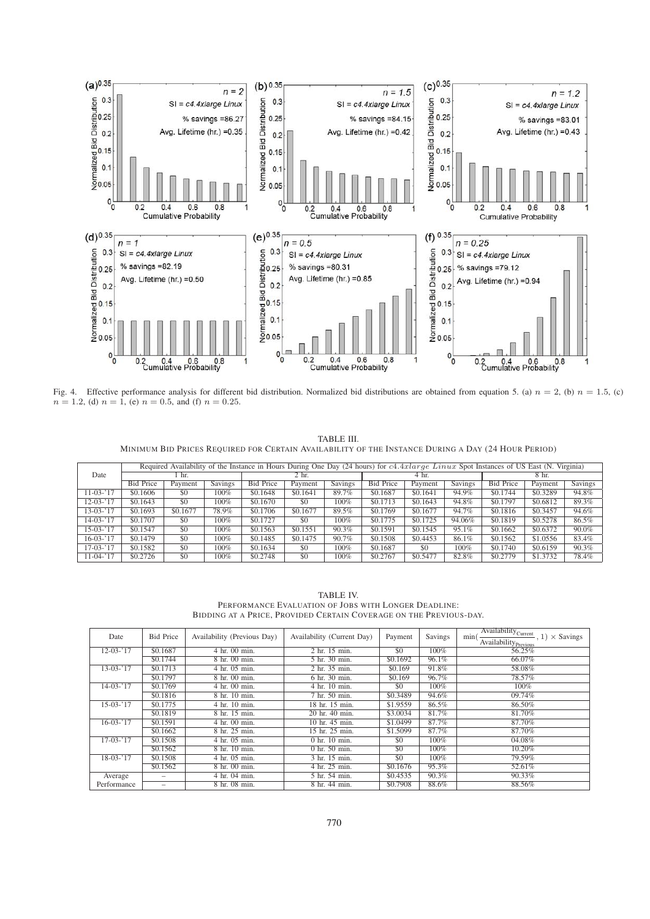Fig. 4. Effective performance analysis for different bid distribution. Normalized bid distributions are obtained from equation 5. (a) $n = 2$, (b) $n = 1.5$, (c) $n = 1.2$, (d) $n = 1$, (e) $n = 0.5$, and (f) $n = 0.25$.

TABLE III.
MINIMUM BID PRICES REQUIRED FOR CERTAIN AVAILABILITY OF THE INSTANCE DURING A DAY (24 HOUR PERIOD)

| Date | Required Availability of the Instance in Hours During One Day (24 hours) for *c4.4xlarge Linux* Spot Instances of US East (N. Virginia) | | | | | | | | | | | |
|---|---|---|---|---|---|---|---|---|---|---|---|---|
| | 1 hr. | | | 2 hr. | | | 4 hr. | | | 8 hr. | | |
| | Bid Price | Payment | Savings | Bid Price | Payment | Savings | Bid Price | Payment | Savings | Bid Price | Payment | Savings |
| 11-03-'17 | \$0.1606 | \$0 | 100% | \$0.1648 | \$0.1641 | 89.7% | \$0.1687 | \$0.1641 | 94.9% | \$0.1744 | \$0.3289 | 94.8% |
| 12-03-'17 | \$0.1643 | \$0 | 100% | \$0.1670 | \$0 | 100% | \$0.1713 | \$0.1643 | 94.8% | \$0.1797 | \$0.6812 | 89.3% |
| 13-03-'17 | \$0.1693 | \$0.1677 | 78.9% | \$0.1706 | \$0.1677 | 89.5% | \$0.1769 | \$0.1677 | 94.7% | \$0.1816 | \$0.3457 | 94.6% |
| 14-03-'17 | \$0.1707 | \$0 | 100% | \$0.1727 | \$0 | 100% | \$0.1775 | \$0.1725 | 94.06% | \$0.1819 | \$0.5278 | 86.5% |
| 15-03-'17 | \$0.1547 | \$0 | 100% | \$0.1563 | \$0.1551 | 90.3% | \$0.1591 | \$0.1545 | 95.1% | \$0.1662 | \$0.6372 | 90.0% |
| 16-03-'17 | \$0.1479 | \$0 | 100% | \$0.1485 | \$0.1475 | 90.7% | \$0.1508 | \$0.4453 | 86.1% | \$0.1562 | \$1.0556 | 83.4% |
| 17-03-'17 | \$0.1582 | \$0 | 100% | \$0.1634 | \$0 | 100% | \$0.1687 | \$0 | 100% | \$0.1740 | \$0.6159 | 90.3% |
| 11-04-'17 | \$0.2726 | \$0 | 100% | \$0.2748 | \$0 | 100% | \$0.2767 | \$0.5477 | 82.8% | \$0.2779 | \$1.3732 | 78.4% |

TABLE IV.
PERFORMANCE EVALUATION OF JOBS WITH LONGER DEADLINE:
BIDDING AT A PRICE, PROVIDED CERTAIN COVERAGE ON THE PREVIOUS-DAY.

| Date | Bid Price | Availability (Previous Day) | Availability (Current Day) | Payment | Savings | $\min(\frac{\text{Availability}_{\text{Current}}}{\text{Availability}_{\text{Previous}}}, 1) \times$ Savings |
|---|---|---|---|---|---|---|
| 12-03-'17 | \$0.1687 | 4 hr. 00 min. | 2 hr. 15 min. | \$0 | 100% | 56.25% |
| | \$0.1744 | 8 hr. 00 min. | 5 hr. 30 min. | \$0.1692 | 96.1% | 66.07% |
| 13-03-'17 | \$0.1713 | 4 hr. 05 min. | 2 hr. 35 min. | \$0.169 | 91.8% | 58.08% |
| | \$0.1797 | 8 hr. 00 min. | 6 hr. 30 min. | \$0.169 | 96.7% | 78.57% |
| 14-03-'17 | \$0.1769 | 4 hr. 00 min. | 4 hr. 10 min. | \$0 | 100% | 100% |
| | \$0.1816 | 8 hr. 10 min. | 7 hr. 50 min. | \$0.3489 | 94.6% | 09.74% |
| 15-03-'17 | \$0.1775 | 4 hr. 05 min. | 18 hr. 15 min. | \$1.9559 | 86.5% | 86.50% |
| | \$0.1819 | 8 hr. 15 min. | 20 hr. 40 min. | \$3.0034 | 81.7% | 81.70% |
| 16-03-'17 | \$0.1591 | 4 hr. 00 min. | 10 hr. 45 min. | \$1.0499 | 87.7% | 87.70% |
| | \$0.1662 | 8 hr. 25 min. | 15 hr. 25 min. | \$1.5099 | 87.7% | 87.70% |
| 17-03-'17 | \$0.1508 | 4 hr. 05 min. | 0 hr. 10 min. | \$0 | 100% | 04.08% |
| | \$0.1562 | 8 hr. 10 min. | 0 hr. 50 min. | \$0 | 100% | 10.20% |
| 18-03-'17 | \$0.1508 | 4 hr. 05 min. | 3 hr. 15 min. | \$0 | 100% | 79.59% |
| | \$0.1562 | 8 hr. 00 min. | 4 hr. 25 min. | \$0.1676 | 95.3% | 52.61% |
| Average | – | 4 hr. 04 min. | 5 hr. 54 min. | \$0.4535 | 90.3% | 90.33% |
| Performance | – | 8 hr. 08 min. | 8 hr. 44 min. | \$0.7908 | 88.6% | 88.56% |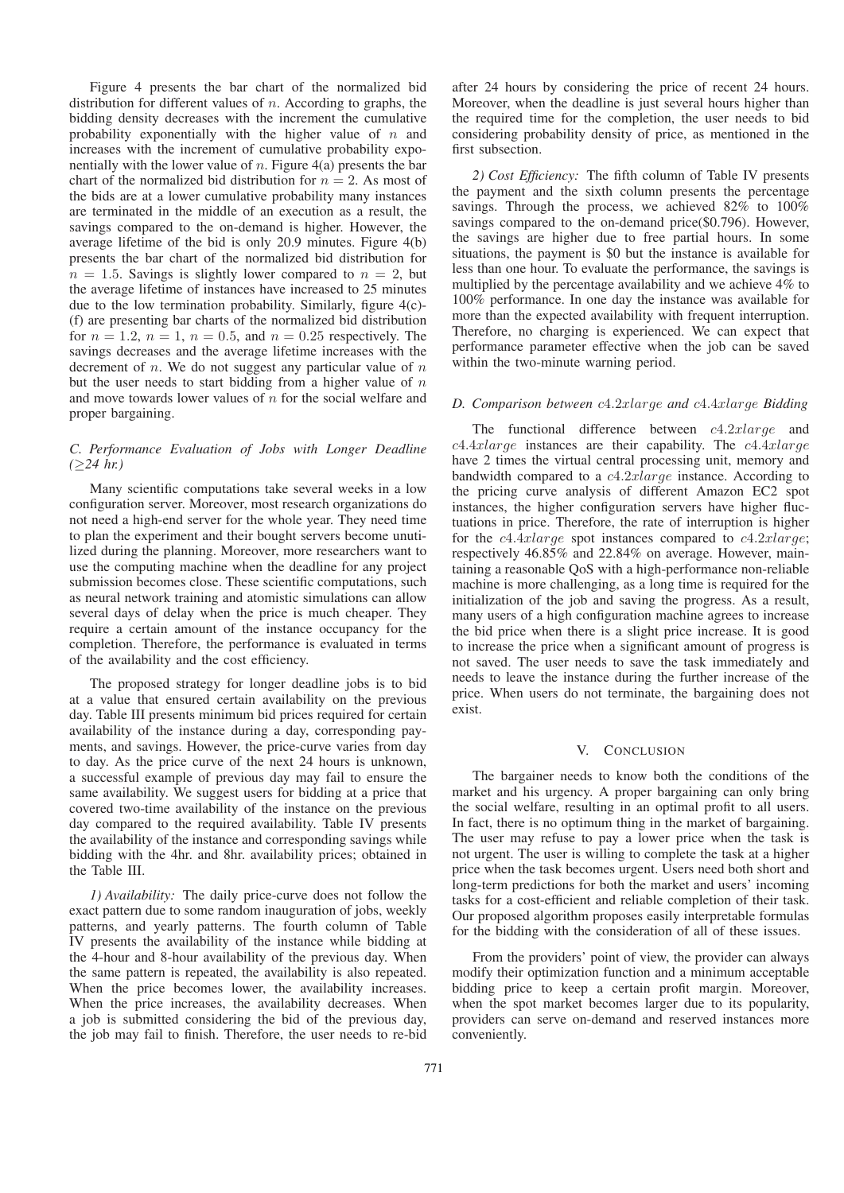Figure 4 presents the bar chart of the normalized bid distribution for different values of $n$. According to graphs, the bidding density decreases with the increment the cumulative probability exponentially with the higher value of $n$ and increases with the increment of cumulative probability exponentially with the lower value of $n$. Figure 4(a) presents the bar chart of the normalized bid distribution for $n = 2$. As most of the bids are at a lower cumulative probability many instances are terminated in the middle of an execution as a result, the savings compared to the on-demand is higher. However, the average lifetime of the bid is only 20.9 minutes. Figure 4(b) presents the bar chart of the normalized bid distribution for $n = 1.5$. Savings is slightly lower compared to $n = 2$, but the average lifetime of instances have increased to 25 minutes due to the low termination probability. Similarly, figure 4(c)-(f) are presenting bar charts of the normalized bid distribution for $n = 1.2$, $n = 1$, $n = 0.5$, and $n = 0.25$ respectively. The savings decreases and the average lifetime increases with the decrement of $n$. We do not suggest any particular value of $n$ but the user needs to start bidding from a higher value of $n$ and move towards lower values of $n$ for the social welfare and proper bargaining.

### *C. Performance Evaluation of Jobs with Longer Deadline ($\geq$24 hr.)*

Many scientific computations take several weeks in a low configuration server. Moreover, most research organizations do not need a high-end server for the whole year. They need time to plan the experiment and their bought servers become unutilized during the planning. Moreover, more researchers want to use the computing machine when the deadline for any project submission becomes close. These scientific computations, such as neural network training and atomistic simulations can allow several days of delay when the price is much cheaper. They require a certain amount of the instance occupancy for the completion. Therefore, the performance is evaluated in terms of the availability and the cost efficiency.

The proposed strategy for longer deadline jobs is to bid at a value that ensured certain availability on the previous day. Table III presents minimum bid prices required for certain availability of the instance during a day, corresponding payments, and savings. However, the price-curve varies from day to day. As the price curve of the next 24 hours is unknown, a successful example of previous day may fail to ensure the same availability. We suggest users for bidding at a price that covered two-time availability of the instance on the previous day compared to the required availability. Table IV presents the availability of the instance and corresponding savings while bidding with the 4hr. and 8hr. availability prices; obtained in the Table III.

*1) Availability:* The daily price-curve does not follow the exact pattern due to some random inauguration of jobs, weekly patterns, and yearly patterns. The fourth column of Table IV presents the availability of the instance while bidding at the 4-hour and 8-hour availability of the previous day. When the same pattern is repeated, the availability is also repeated. When the price becomes lower, the availability increases. When the price increases, the availability decreases. When a job is submitted considering the bid of the previous day, the job may fail to finish. Therefore, the user needs to re-bid after 24 hours by considering the price of recent 24 hours. Moreover, when the deadline is just several hours higher than the required time for the completion, the user needs to bid considering probability density of price, as mentioned in the first subsection.

*2) Cost Efficiency:* The fifth column of Table IV presents the payment and the sixth column presents the percentage savings. Through the process, we achieved 82% to 100% savings compared to the on-demand price($0.796). However, the savings are higher due to free partial hours. In some situations, the payment is $0 but the instance is available for less than one hour. To evaluate the performance, the savings is multiplied by the percentage availability and we achieve 4% to 100% performance. In one day the instance was available for more than the expected availability with frequent interruption. Therefore, no charging is experienced. We can expect that performance parameter effective when the job can be saved within the two-minute warning period.

### *D. Comparison between $c4.2xlarge$ and $c4.4xlarge$ Bidding*

The functional difference between $c4.2xlarge$ and $c4.4xlarge$ instances are their capability. The $c4.4xlarge$ have 2 times the virtual central processing unit, memory and bandwidth compared to a $c4.2xlarge$ instance. According to the pricing curve analysis of different Amazon EC2 spot instances, the higher configuration servers have higher fluctuations in price. Therefore, the rate of interruption is higher for the $c4.4xlarge$ spot instances compared to $c4.2xlarge$; respectively 46.85% and 22.84% on average. However, maintaining a reasonable QoS with a high-performance non-reliable machine is more challenging, as a long time is required for the initialization of the job and saving the progress. As a result, many users of a high configuration machine agrees to increase the bid price when there is a slight price increase. It is good to increase the price when a significant amount of progress is not saved. The user needs to save the task immediately and needs to leave the instance during the further increase of the price. When users do not terminate, the bargaining does not exist.

## V. Conclusion

The bargainer needs to know both the conditions of the market and his urgency. A proper bargaining can only bring the social welfare, resulting in an optimal profit to all users. In fact, there is no optimum thing in the market of bargaining. The user may refuse to pay a lower price when the task is not urgent. The user is willing to complete the task at a higher price when the task becomes urgent. Users need both short and long-term predictions for both the market and users' incoming tasks for a cost-efficient and reliable completion of their task. Our proposed algorithm proposes easily interpretable formulas for the bidding with the consideration of all of these issues.

From the providers' point of view, the provider can always modify their optimization function and a minimum acceptable bidding price to keep a certain profit margin. Moreover, when the spot market becomes larger due to its popularity, providers can serve on-demand and reserved instances more conveniently.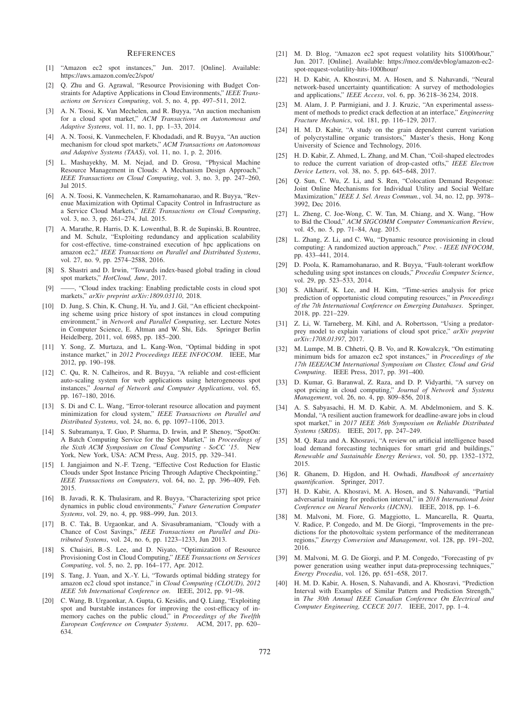## REFERENCES

[1] "Amazon ec2 spot instances," Jun. 2017. [Online]. Available: https://aws.amazon.com/ec2/spot/

[2] Q. Zhu and G. Agrawal, "Resource Provisioning with Budget Constraints for Adaptive Applications in Cloud Environments," *IEEE Transactions on Services Computing*, vol. 5, no. 4, pp. 497–511, 2012.

[3] A. N. Toosi, K. Van Mechelen, and R. Buyya, "An auction mechanism for a cloud spot market," *ACM Transactions on Autonomous and Adaptive Systems*, vol. 11, no. 1, pp. 1–33, 2014.

[4] A. N. Toosi, K. Vanmechelen, F. Khodadadi, and R. Buyya, "An auction mechanism for cloud spot markets," *ACM Transactions on Autonomous and Adaptive Systems (TAAS)*, vol. 11, no. 1, p. 2, 2016.

[5] L. Mashayekhy, M. M. Nejad, and D. Grosu, "Physical Machine Resource Management in Clouds: A Mechanism Design Approach," *IEEE Transactions on Cloud Computing*, vol. 3, no. 3, pp. 247–260, Jul 2015.

[6] A. N. Toosi, K. Vanmechelen, K. Ramamohanarao, and R. Buyya, "Revenue Maximization with Optimal Capacity Control in Infrastructure as a Service Cloud Markets," *IEEE Transactions on Cloud Computing*, vol. 3, no. 3, pp. 261–274, Jul. 2015.

[7] A. Marathe, R. Harris, D. K. Lowenthal, B. R. de Supinski, B. Rountree, and M. Schulz, "Exploiting redundancy and application scalability for cost-effective, time-constrained execution of hpc applications on amazon ec2," *IEEE Transactions on Parallel and Distributed Systems*, vol. 27, no. 9, pp. 2574–2588, 2016.

[8] S. Shastri and D. Irwin, "Towards index-based global trading in cloud spot markets," *HotCloud, June*, 2017.

[9] ——, "Cloud index tracking: Enabling predictable costs in cloud spot markets," *arXiv preprint arXiv:1809.03110*, 2018.

[10] D. Jung, S. Chin, K. Chung, H. Yu, and J. Gil, "An efficient checkpointing scheme using price history of spot instances in cloud computing environment," in *Network and Parallel Computing*, ser. Lecture Notes in Computer Science, E. Altman and W. Shi, Eds. Springer Berlin Heidelberg, 2011, vol. 6985, pp. 185–200.

[11] Y. Song, Z. Murtaza, and L. Kang-Won, "Optimal bidding in spot instance market," in *2012 Proceedings IEEE INFOCOM*. IEEE, Mar 2012, pp. 190–198.

[12] C. Qu, R. N. Calheiros, and R. Buyya, "A reliable and cost-efficient auto-scaling system for web applications using heterogeneous spot instances," *Journal of Network and Computer Applications*, vol. 65, pp. 167–180, 2016.

[13] S. Di and C. L. Wang, "Error-tolerant resource allocation and payment minimization for cloud system," *IEEE Transactions on Parallel and Distributed Systems*, vol. 24, no. 6, pp. 1097–1106, 2013.

[14] S. Subramanya, T. Guo, P. Sharma, D. Irwin, and P. Shenoy, "SpotOn: A Batch Computing Service for the Spot Market," in *Proceedings of the Sixth ACM Symposium on Cloud Computing - SoCC '15*. New York, New York, USA: ACM Press, Aug. 2015, pp. 329–341.

[15] I. Jangjaimon and N.-F. Tzeng, "Effective Cost Reduction for Elastic Clouds under Spot Instance Pricing Through Adaptive Checkpointing," *IEEE Transactions on Computers*, vol. 64, no. 2, pp. 396–409, Feb. 2015.

[16] B. Javadi, R. K. Thulasiram, and R. Buyya, "Characterizing spot price dynamics in public cloud environments," *Future Generation Computer Systems*, vol. 29, no. 4, pp. 988–999, Jun. 2013.

[17] B. C. Tak, B. Urgaonkar, and A. Sivasubramaniam, "Cloudy with a Chance of Cost Savings," *IEEE Transactions on Parallel and Distributed Systems*, vol. 24, no. 6, pp. 1223–1233, Jun 2013.

[18] S. Chaisiri, B.-S. Lee, and D. Niyato, "Optimization of Resource Provisioning Cost in Cloud Computing," *IEEE Transactions on Services Computing*, vol. 5, no. 2, pp. 164–177, Apr. 2012.

[19] S. Tang, J. Yuan, and X.-Y. Li, "Towards optimal bidding strategy for amazon ec2 cloud spot instance," in *Cloud Computing (CLOUD), 2012 IEEE 5th International Conference on*. IEEE, 2012, pp. 91–98.

[20] C. Wang, B. Urgaonkar, A. Gupta, G. Kesidis, and Q. Liang, "Exploiting spot and burstable instances for improving the cost-efficacy of in-memory caches on the public cloud," in *Proceedings of the Twelfth European Conference on Computer Systems*. ACM, 2017, pp. 620–634.

[21] M. D. Blog, "Amazon ec2 spot request volatility hits \$1000/hour," Jun. 2017. [Online]. Available: https://moz.com/devblog/amazon-ec2-spot-request-volatility-hits-1000hour/

[22] H. D. Kabir, A. Khosravi, M. A. Hosen, and S. Nahavandi, "Neural network-based uncertainty quantification: A survey of methodologies and applications," *IEEE Access*, vol. 6, pp. 36 218–36 234, 2018.

[23] M. Alam, J. P. Parmigiani, and J. J. Kruzic, "An experimental assessment of methods to predict crack deflection at an interface," *Engineering Fracture Mechanics*, vol. 181, pp. 116–129, 2017.

[24] H. M. D. Kabir, "A study on the grain dependent current variation of polycrystalline organic transistors," Master's thesis, Hong Kong University of Science and Technology, 2016.

[25] H. D. Kabir, Z. Ahmed, L. Zhang, and M. Chan, "Coil-shaped electrodes to reduce the current variation of drop-casted otfts," *IEEE Electron Device Letters*, vol. 38, no. 5, pp. 645–648, 2017.

[26] Q. Sun, C. Wu, Z. Li, and S. Ren, "Colocation Demand Response: Joint Online Mechanisms for Individual Utility and Social Welfare Maximization," *IEEE J. Sel. Areas Commun.*, vol. 34, no. 12, pp. 3978–3992, Dec 2016.

[27] L. Zheng, C. Joe-Wong, C. W. Tan, M. Chiang, and X. Wang, "How to Bid the Cloud," *ACM SIGCOMM Computer Communication Review*, vol. 45, no. 5, pp. 71–84, Aug. 2015.

[28] L. Zhang, Z. Li, and C. Wu, "Dynamic resource provisioning in cloud computing: A randomized auction approach," *Proc. - IEEE INFOCOM*, pp. 433–441, 2014.

[29] D. Poola, K. Ramamohanarao, and R. Buyya, "Fault-tolerant workflow scheduling using spot instances on clouds," *Procedia Computer Science*, vol. 29, pp. 523–533, 2014.

[30] S. Alkharif, K. Lee, and H. Kim, "Time-series analysis for price prediction of opportunistic cloud computing resources," in *Proceedings of the 7th International Conference on Emerging Databases*. Springer, 2018, pp. 221–229.

[31] Z. Li, W. Tarneberg, M. Kihl, and A. Robertsson, "Using a predator-prey model to explain variations of cloud spot price," *arXiv preprint arXiv:1708.01397*, 2017.

[32] M. Lumpe, M. B. Chhetri, Q. B. Vo, and R. Kowalczyk, "On estimating minimum bids for amazon ec2 spot instances," in *Proceedings of the 17th IEEE/ACM International Symposium on Cluster, Cloud and Grid Computing*. IEEE Press, 2017, pp. 391–400.

[33] D. Kumar, G. Baranwal, Z. Raza, and D. P. Vidyarthi, "A survey on spot pricing in cloud computing," *Journal of Network and Systems Management*, vol. 26, no. 4, pp. 809–856, 2018.

[34] A. S. Sabyasachi, H. M. D. Kabir, A. M. Abdelmoniem, and S. K. Mondal, "A resilient auction framework for deadline-aware jobs in cloud spot market," in *2017 IEEE 36th Symposium on Reliable Distributed Systems (SRDS)*. IEEE, 2017, pp. 247–249.

[35] M. Q. Raza and A. Khosravi, "A review on artificial intelligence based load demand forecasting techniques for smart grid and buildings," *Renewable and Sustainable Energy Reviews*, vol. 50, pp. 1352–1372, 2015.

[36] R. Ghanem, D. Higdon, and H. Owhadi, *Handbook of uncertainty quantification*. Springer, 2017.

[37] H. D. Kabir, A. Khosravi, M. A. Hosen, and S. Nahavandi, "Partial adversarial training for prediction interval," in *2018 International Joint Conference on Neural Networks (IJCNN)*. IEEE, 2018, pp. 1–6.

[38] M. Malvoni, M. Fiore, G. Maggiotto, L. Mancarella, R. Quarta, V. Radice, P. Congedo, and M. De Giorgi, "Improvements in the predictions for the photovoltaic system performance of the mediterranean regions," *Energy Conversion and Management*, vol. 128, pp. 191–202, 2016.

[39] M. Malvoni, M. G. De Giorgi, and P. M. Congedo, "Forecasting of pv power generation using weather input data-preprocessing techniques," *Energy Procedia*, vol. 126, pp. 651–658, 2017.

[40] H. M. D. Kabir, A. Hosen, S. Nahavandi, and A. Khosravi, "Prediction Interval with Examples of Similar Pattern and Prediction Strength," in *The 30th Annual IEEE Canadian Conference On Electrical and Computer Engineering, CCECE 2017*. IEEE, 2017, pp. 1–4.